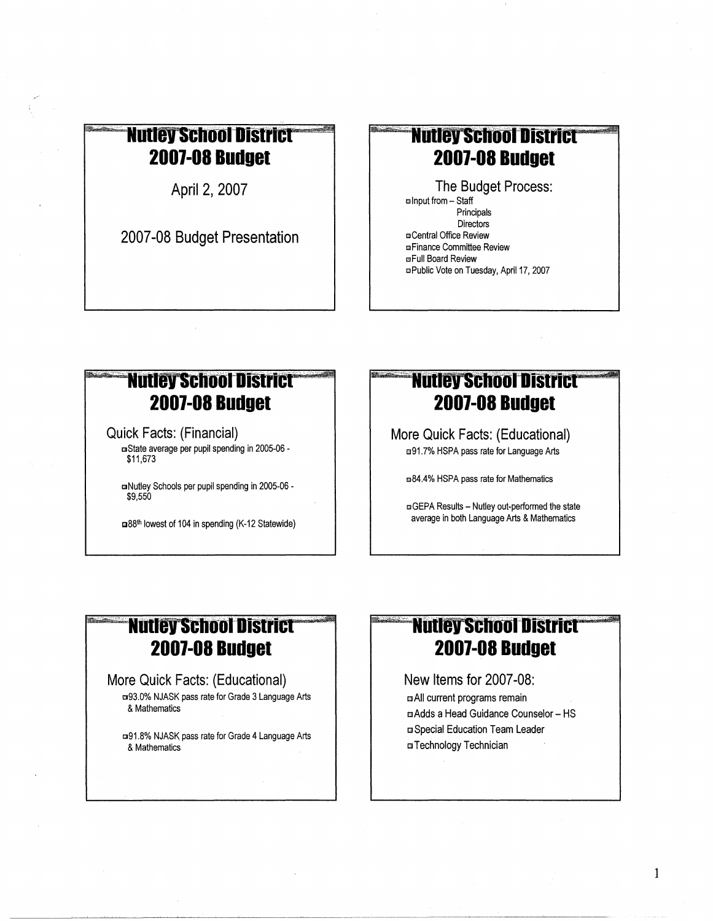## Nutley School District
## 2007-08 Budget

April 2, 2007

2007-08 Budget Presentation

## Nutley School District
## 2007-08 Budget

The Budget Process:

- Input from – Staff
  - Principals
  - Directors
- Central Office Review
- Finance Committee Review
- Full Board Review
- Public Vote on Tuesday, April 17, 2007

## Nutley School District
## 2007-08 Budget

Quick Facts: (Financial)

- State average per pupil spending in 2005-06 - $11,673
- Nutley Schools per pupil spending in 2005-06 - $9,550
- 88th lowest of 104 in spending (K-12 Statewide)

## Nutley School District
## 2007-08 Budget

More Quick Facts: (Educational)

- 91.7% HSPA pass rate for Language Arts
- 84.4% HSPA pass rate for Mathematics
- GEPA Results – Nutley out-performed the state average in both Language Arts & Mathematics

## Nutley School District
## 2007-08 Budget

More Quick Facts: (Educational)

- 93.0% NJASK pass rate for Grade 3 Language Arts & Mathematics
- 91.8% NJASK pass rate for Grade 4 Language Arts & Mathematics

## Nutley School District
## 2007-08 Budget

New Items for 2007-08:

- All current programs remain
- Adds a Head Guidance Counselor – HS
- Special Education Team Leader
- Technology Technician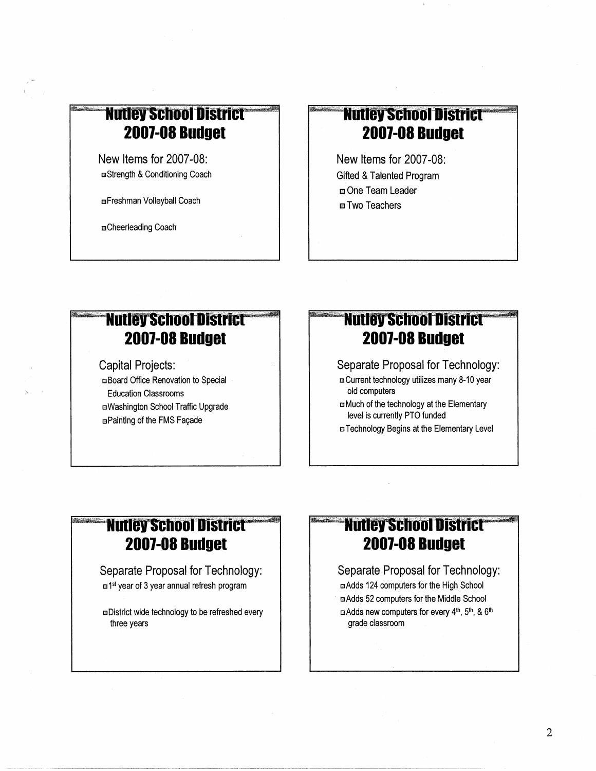## Nutley School District
## 2007-08 Budget

New Items for 2007-08:

- Strength & Conditioning Coach
- Freshman Volleyball Coach
- Cheerleading Coach

## Nutley School District
## 2007-08 Budget

New Items for 2007-08:

Gifted & Talented Program

- One Team Leader
- Two Teachers

## Nutley School District
## 2007-08 Budget

Capital Projects:

- Board Office Renovation to Special Education Classrooms
- Washington School Traffic Upgrade
- Painting of the FMS Façade

## Nutley School District
## 2007-08 Budget

Separate Proposal for Technology:

- Current technology utilizes many 8-10 year old computers
- Much of the technology at the Elementary level is currently PTO funded
- Technology Begins at the Elementary Level

## Nutley School District
## 2007-08 Budget

Separate Proposal for Technology:

- 1st year of 3 year annual refresh program
- District wide technology to be refreshed every three years

## Nutley School District
## 2007-08 Budget

Separate Proposal for Technology:

- Adds 124 computers for the High School
- Adds 52 computers for the Middle School
- Adds new computers for every 4th, 5th, & 6th grade classroom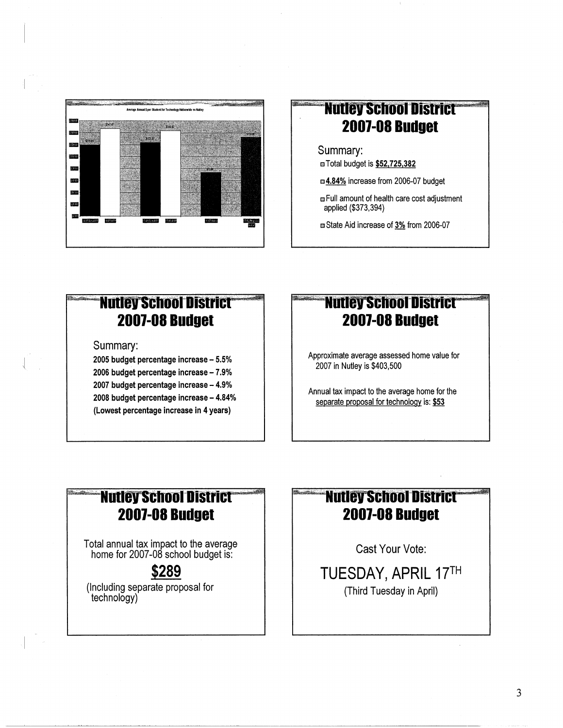Average Annual $ per Student for Technology Nationwide vs Nutley

## Nutley School District 2007-08 Budget

Summary:

- Total budget is **$52,725,382**
- **4.84%** increase from 2006-07 budget
- Full amount of health care cost adjustment applied ($373,394)
- State Aid increase of **3%** from 2006-07

## Nutley School District 2007-08 Budget

Summary:

**2005 budget percentage increase – 5.5%**

**2006 budget percentage increase – 7.9%**

**2007 budget percentage increase – 4.9%**

**2008 budget percentage increase – 4.84%**

**(Lowest percentage increase in 4 years)**

## Nutley School District 2007-08 Budget

Approximate average assessed home value for 2007 in Nutley is $403,500

Annual tax impact to the average home for the separate proposal for technology is: **$53**

## Nutley School District 2007-08 Budget

Total annual tax impact to the average home for 2007-08 school budget is:

**$289**

(Including separate proposal for technology)

## Nutley School District 2007-08 Budget

Cast Your Vote:

TUESDAY, APRIL 17TH

(Third Tuesday in April)